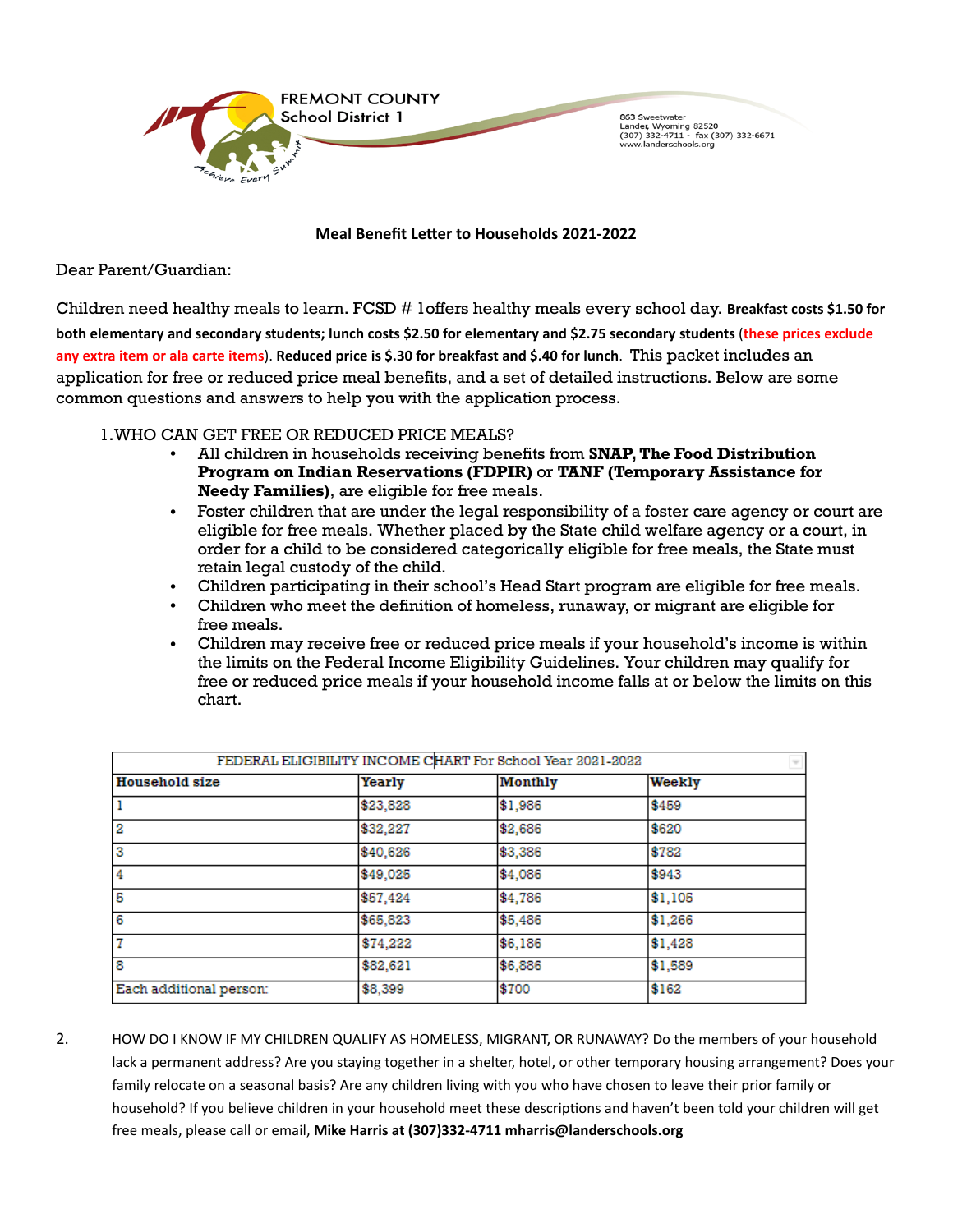FREMONT COUNTY
School District 1

Achieve Every Summit

863 Sweetwater
Lander, Wyoming 82520
(307) 332-4711 - fax (307) 332-6671
www.landerschools.org

### Meal Benefit Letter to Households 2021-2022

Dear Parent/Guardian:

Children need healthy meals to learn. FCSD # 1offers healthy meals every school day. **Breakfast costs $1.50 for both elementary and secondary students; lunch costs $2.50 for elementary and $2.75 secondary students** (**these prices exclude any extra item or ala carte items**). **Reduced price is $.30 for breakfast and $.40 for lunch**. This packet includes an application for free or reduced price meal benefits, and a set of detailed instructions. Below are some common questions and answers to help you with the application process.

1. WHO CAN GET FREE OR REDUCED PRICE MEALS?
   - All children in households receiving benefits from **SNAP, The Food Distribution Program on Indian Reservations (FDPIR)** or **TANF (Temporary Assistance for Needy Families)**, are eligible for free meals.
   - Foster children that are under the legal responsibility of a foster care agency or court are eligible for free meals. Whether placed by the State child welfare agency or a court, in order for a child to be considered categorically eligible for free meals, the State must retain legal custody of the child.
   - Children participating in their school's Head Start program are eligible for free meals.
   - Children who meet the definition of homeless, runaway, or migrant are eligible for free meals.
   - Children may receive free or reduced price meals if your household's income is within the limits on the Federal Income Eligibility Guidelines. Your children may qualify for free or reduced price meals if your household income falls at or below the limits on this chart.

| FEDERAL ELIGIBILITY INCOME CHART For School Year 2021-2022 | | | |
|---|---|---|---|
| **Household size** | **Yearly** | **Monthly** | **Weekly** |
| 1 | $23,828 | $1,986 | $459 |
| 2 | $32,227 | $2,686 | $620 |
| 3 | $40,626 | $3,386 | $782 |
| 4 | $49,025 | $4,086 | $943 |
| 5 | $57,424 | $4,786 | $1,105 |
| 6 | $65,823 | $5,486 | $1,266 |
| 7 | $74,222 | $6,186 | $1,428 |
| 8 | $82,621 | $6,886 | $1,589 |
| Each additional person: | $8,399 | $700 | $162 |

2. HOW DO I KNOW IF MY CHILDREN QUALIFY AS HOMELESS, MIGRANT, OR RUNAWAY? Do the members of your household lack a permanent address? Are you staying together in a shelter, hotel, or other temporary housing arrangement? Does your family relocate on a seasonal basis? Are any children living with you who have chosen to leave their prior family or household? If you believe children in your household meet these descriptions and haven't been told your children will get free meals, please call or email, **Mike Harris at (307)332-4711 mharris@landerschools.org**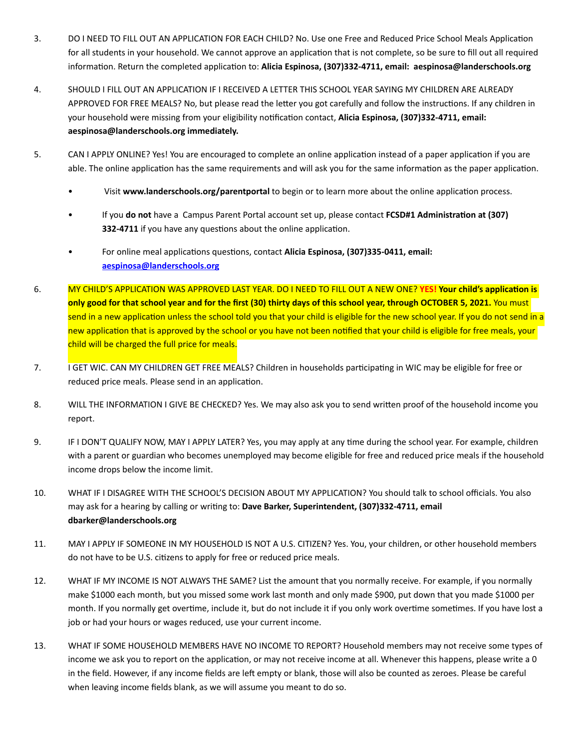3. DO I NEED TO FILL OUT AN APPLICATION FOR EACH CHILD? No. Use one Free and Reduced Price School Meals Application for all students in your household. We cannot approve an application that is not complete, so be sure to fill out all required information. Return the completed application to: **Alicia Espinosa, (307)332-4711, email: aespinosa@landerschools.org**

4. SHOULD I FILL OUT AN APPLICATION IF I RECEIVED A LETTER THIS SCHOOL YEAR SAYING MY CHILDREN ARE ALREADY APPROVED FOR FREE MEALS? No, but please read the letter you got carefully and follow the instructions. If any children in your household were missing from your eligibility notification contact, **Alicia Espinosa, (307)332-4711, email: aespinosa@landerschools.org immediately.**

5. CAN I APPLY ONLINE? Yes! You are encouraged to complete an online application instead of a paper application if you are able. The online application has the same requirements and will ask you for the same information as the paper application.

   - Visit **www.landerschools.org/parentportal** to begin or to learn more about the online application process.
   - If you **do not** have a Campus Parent Portal account set up, please contact **FCSD#1 Administration at (307) 332-4711** if you have any questions about the online application.
   - For online meal applications questions, contact **Alicia Espinosa, (307)335-0411, email: aespinosa@landerschools.org**

6. MY CHILD'S APPLICATION WAS APPROVED LAST YEAR. DO I NEED TO FILL OUT A NEW ONE? **YES! Your child's application is only good for that school year and for the first (30) thirty days of this school year, through OCTOBER 5, 2021.** You must send in a new application unless the school told you that your child is eligible for the new school year. If you do not send in a new application that is approved by the school or you have not been notified that your child is eligible for free meals, your child will be charged the full price for meals.

7. I GET WIC. CAN MY CHILDREN GET FREE MEALS? Children in households participating in WIC may be eligible for free or reduced price meals. Please send in an application.

8. WILL THE INFORMATION I GIVE BE CHECKED? Yes. We may also ask you to send written proof of the household income you report.

9. IF I DON'T QUALIFY NOW, MAY I APPLY LATER? Yes, you may apply at any time during the school year. For example, children with a parent or guardian who becomes unemployed may become eligible for free and reduced price meals if the household income drops below the income limit.

10. WHAT IF I DISAGREE WITH THE SCHOOL'S DECISION ABOUT MY APPLICATION? You should talk to school officials. You also may ask for a hearing by calling or writing to: **Dave Barker, Superintendent, (307)332-4711, email dbarker@landerschools.org**

11. MAY I APPLY IF SOMEONE IN MY HOUSEHOLD IS NOT A U.S. CITIZEN? Yes. You, your children, or other household members do not have to be U.S. citizens to apply for free or reduced price meals.

12. WHAT IF MY INCOME IS NOT ALWAYS THE SAME? List the amount that you normally receive. For example, if you normally make $1000 each month, but you missed some work last month and only made $900, put down that you made $1000 per month. If you normally get overtime, include it, but do not include it if you only work overtime sometimes. If you have lost a job or had your hours or wages reduced, use your current income.

13. WHAT IF SOME HOUSEHOLD MEMBERS HAVE NO INCOME TO REPORT? Household members may not receive some types of income we ask you to report on the application, or may not receive income at all. Whenever this happens, please write a 0 in the field. However, if any income fields are left empty or blank, those will also be counted as zeroes. Please be careful when leaving income fields blank, as we will assume you meant to do so.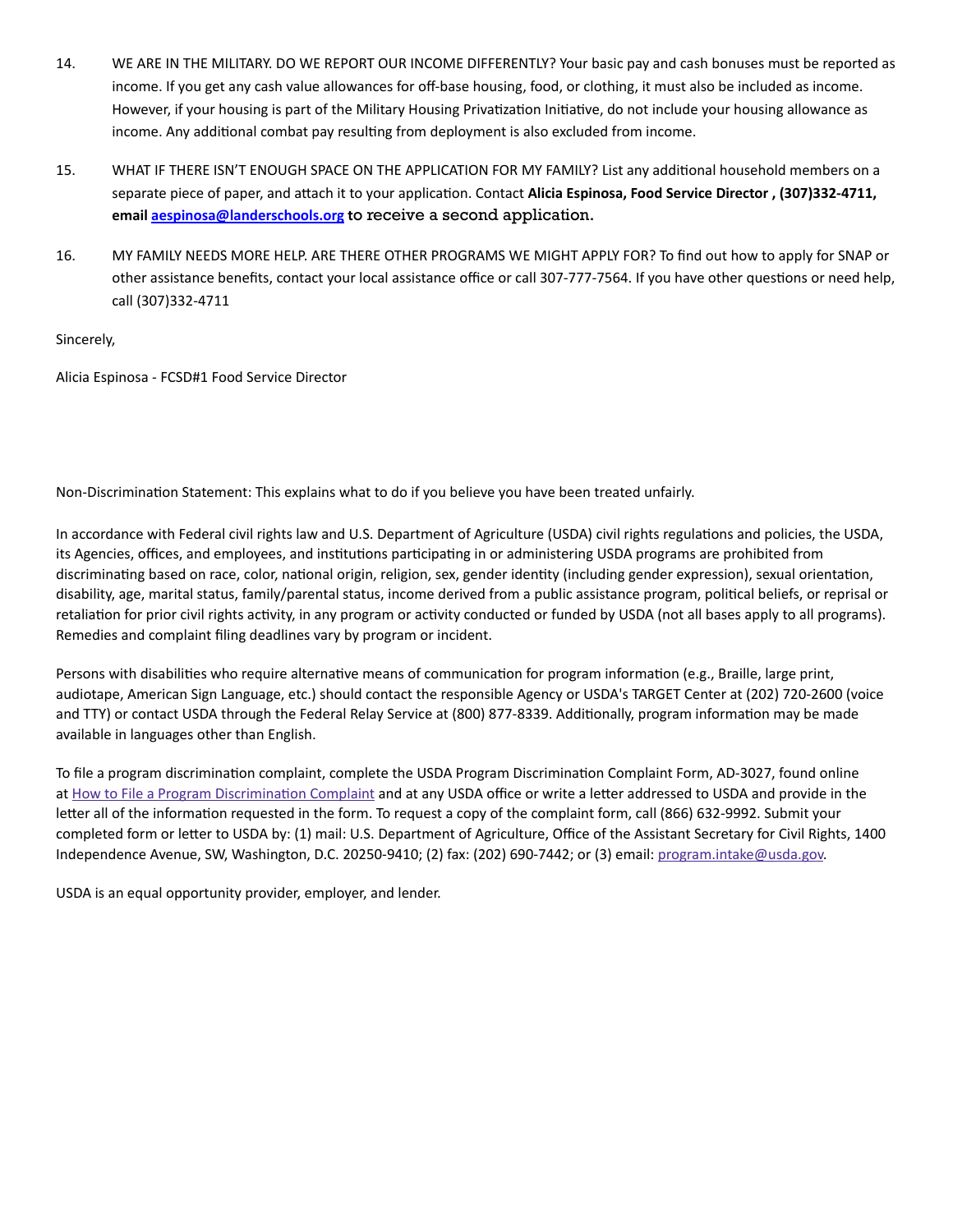14. WE ARE IN THE MILITARY. DO WE REPORT OUR INCOME DIFFERENTLY? Your basic pay and cash bonuses must be reported as income. If you get any cash value allowances for off-base housing, food, or clothing, it must also be included as income. However, if your housing is part of the Military Housing Privatization Initiative, do not include your housing allowance as income. Any additional combat pay resulting from deployment is also excluded from income.

15. WHAT IF THERE ISN'T ENOUGH SPACE ON THE APPLICATION FOR MY FAMILY? List any additional household members on a separate piece of paper, and attach it to your application. Contact **Alicia Espinosa, Food Service Director , (307)332-4711, email [aespinosa@landerschools.org](mailto:aespinosa@landerschools.org)** to receive a second application.

16. MY FAMILY NEEDS MORE HELP. ARE THERE OTHER PROGRAMS WE MIGHT APPLY FOR? To find out how to apply for SNAP or other assistance benefits, contact your local assistance office or call 307-777-7564. If you have other questions or need help, call (307)332-4711

Sincerely,

Alicia Espinosa - FCSD#1 Food Service Director

Non-Discrimination Statement: This explains what to do if you believe you have been treated unfairly.

In accordance with Federal civil rights law and U.S. Department of Agriculture (USDA) civil rights regulations and policies, the USDA, its Agencies, offices, and employees, and institutions participating in or administering USDA programs are prohibited from discriminating based on race, color, national origin, religion, sex, gender identity (including gender expression), sexual orientation, disability, age, marital status, family/parental status, income derived from a public assistance program, political beliefs, or reprisal or retaliation for prior civil rights activity, in any program or activity conducted or funded by USDA (not all bases apply to all programs). Remedies and complaint filing deadlines vary by program or incident.

Persons with disabilities who require alternative means of communication for program information (e.g., Braille, large print, audiotape, American Sign Language, etc.) should contact the responsible Agency or USDA's TARGET Center at (202) 720-2600 (voice and TTY) or contact USDA through the Federal Relay Service at (800) 877-8339. Additionally, program information may be made available in languages other than English.

To file a program discrimination complaint, complete the USDA Program Discrimination Complaint Form, AD-3027, found online at How to File a Program Discrimination Complaint and at any USDA office or write a letter addressed to USDA and provide in the letter all of the information requested in the form. To request a copy of the complaint form, call (866) 632-9992. Submit your completed form or letter to USDA by: (1) mail: U.S. Department of Agriculture, Office of the Assistant Secretary for Civil Rights, 1400 Independence Avenue, SW, Washington, D.C. 20250-9410; (2) fax: (202) 690-7442; or (3) email: [program.intake@usda.gov](mailto:program.intake@usda.gov).

USDA is an equal opportunity provider, employer, and lender.